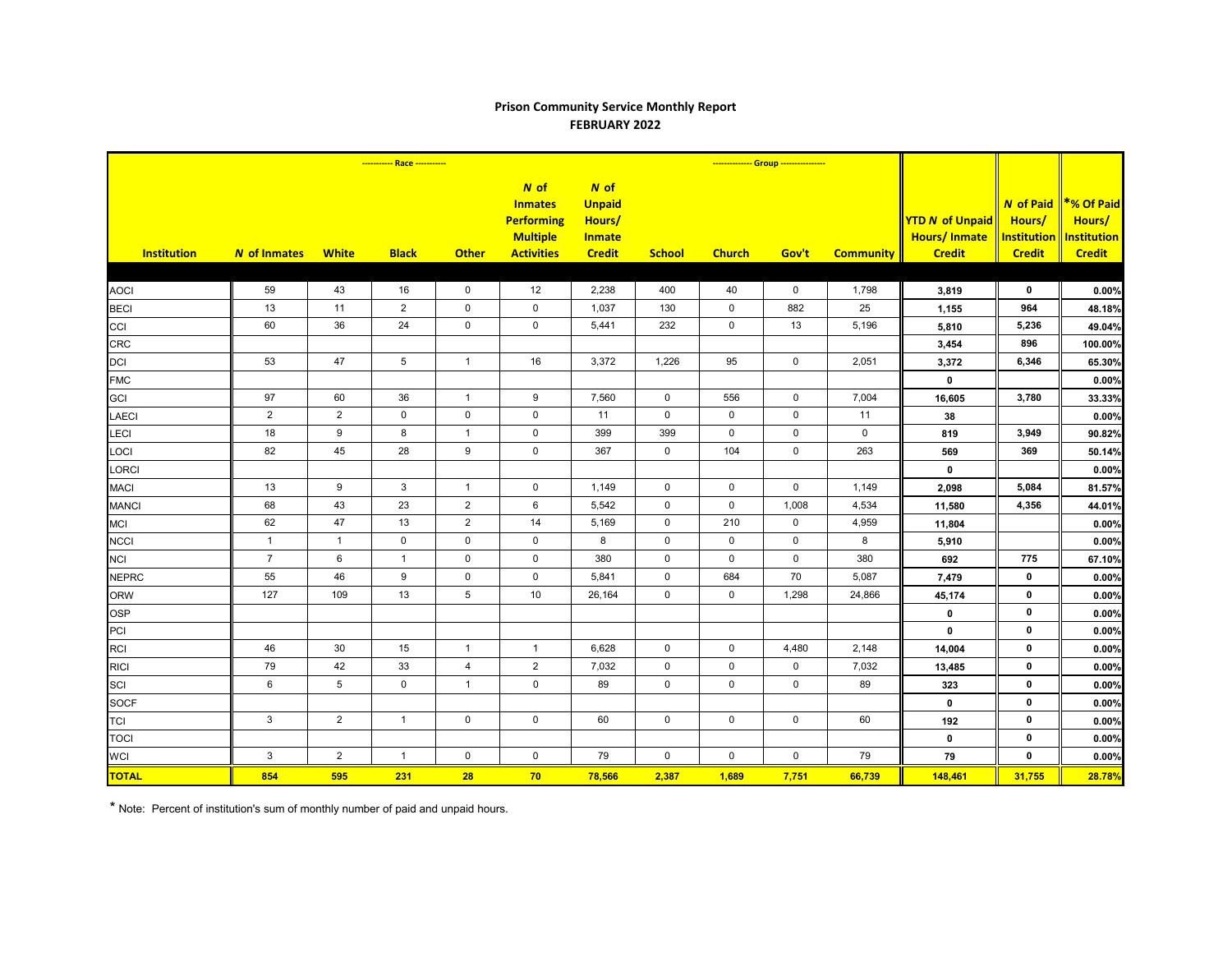**Prison Community Service Monthly Report**
**FEBRUARY 2022**

| | ----------- Race ----------- | | | | | | -------------- Group -------------- | | | | | | |
|---|---|---|---|---|---|---|---|---|---|---|---|---|---|
| Institution | *N* of Inmates | White | Black | Other | *N* of Inmates Performing Multiple Activities | *N* of Unpaid Hours/ Inmate Credit | School | Church | Gov't | Community | YTD *N* of Unpaid Hours/ Inmate Credit | *N* of Paid Hours/ Institution Credit | *% Of Paid Hours/ Institution Credit |
| AOCI | 59 | 43 | 16 | 0 | 12 | 2,238 | 400 | 40 | 0 | 1,798 | 3,819 | 0 | 0.00% |
| BECI | 13 | 11 | 2 | 0 | 0 | 1,037 | 130 | 0 | 882 | 25 | 1,155 | 964 | 48.18% |
| CCI | 60 | 36 | 24 | 0 | 0 | 5,441 | 232 | 0 | 13 | 5,196 | 5,810 | 5,236 | 49.04% |
| CRC | | | | | | | | | | | 3,454 | 896 | 100.00% |
| DCI | 53 | 47 | 5 | 1 | 16 | 3,372 | 1,226 | 95 | 0 | 2,051 | 3,372 | 6,346 | 65.30% |
| FMC | | | | | | | | | | | 0 | | 0.00% |
| GCI | 97 | 60 | 36 | 1 | 9 | 7,560 | 0 | 556 | 0 | 7,004 | 16,605 | 3,780 | 33.33% |
| LAECI | 2 | 2 | 0 | 0 | 0 | 11 | 0 | 0 | 0 | 11 | 38 | | 0.00% |
| LECI | 18 | 9 | 8 | 1 | 0 | 399 | 399 | 0 | 0 | 0 | 819 | 3,949 | 90.82% |
| LOCI | 82 | 45 | 28 | 9 | 0 | 367 | 0 | 104 | 0 | 263 | 569 | 369 | 50.14% |
| LORCI | | | | | | | | | | | 0 | | 0.00% |
| MACI | 13 | 9 | 3 | 1 | 0 | 1,149 | 0 | 0 | 0 | 1,149 | 2,098 | 5,084 | 81.57% |
| MANCI | 68 | 43 | 23 | 2 | 6 | 5,542 | 0 | 0 | 1,008 | 4,534 | 11,580 | 4,356 | 44.01% |
| MCI | 62 | 47 | 13 | 2 | 14 | 5,169 | 0 | 210 | 0 | 4,959 | 11,804 | | 0.00% |
| NCCI | 1 | 1 | 0 | 0 | 0 | 8 | 0 | 0 | 0 | 8 | 5,910 | | 0.00% |
| NCI | 7 | 6 | 1 | 0 | 0 | 380 | 0 | 0 | 0 | 380 | 692 | 775 | 67.10% |
| NEPRC | 55 | 46 | 9 | 0 | 0 | 5,841 | 0 | 684 | 70 | 5,087 | 7,479 | 0 | 0.00% |
| ORW | 127 | 109 | 13 | 5 | 10 | 26,164 | 0 | 0 | 1,298 | 24,866 | 45,174 | 0 | 0.00% |
| OSP | | | | | | | | | | | 0 | 0 | 0.00% |
| PCI | | | | | | | | | | | 0 | 0 | 0.00% |
| RCI | 46 | 30 | 15 | 1 | 1 | 6,628 | 0 | 0 | 4,480 | 2,148 | 14,004 | 0 | 0.00% |
| RICI | 79 | 42 | 33 | 4 | 2 | 7,032 | 0 | 0 | 0 | 7,032 | 13,485 | 0 | 0.00% |
| SCI | 6 | 5 | 0 | 1 | 0 | 89 | 0 | 0 | 0 | 89 | 323 | 0 | 0.00% |
| SOCF | | | | | | | | | | | 0 | 0 | 0.00% |
| TCI | 3 | 2 | 1 | 0 | 0 | 60 | 0 | 0 | 0 | 60 | 192 | 0 | 0.00% |
| TOCI | | | | | | | | | | | 0 | 0 | 0.00% |
| WCI | 3 | 2 | 1 | 0 | 0 | 79 | 0 | 0 | 0 | 79 | 79 | 0 | 0.00% |
| **TOTAL** | **854** | **595** | **231** | **28** | **70** | **78,566** | **2,387** | **1,689** | **7,751** | **66,739** | **148,461** | **31,755** | **28.78%** |

* Note: Percent of institution's sum of monthly number of paid and unpaid hours.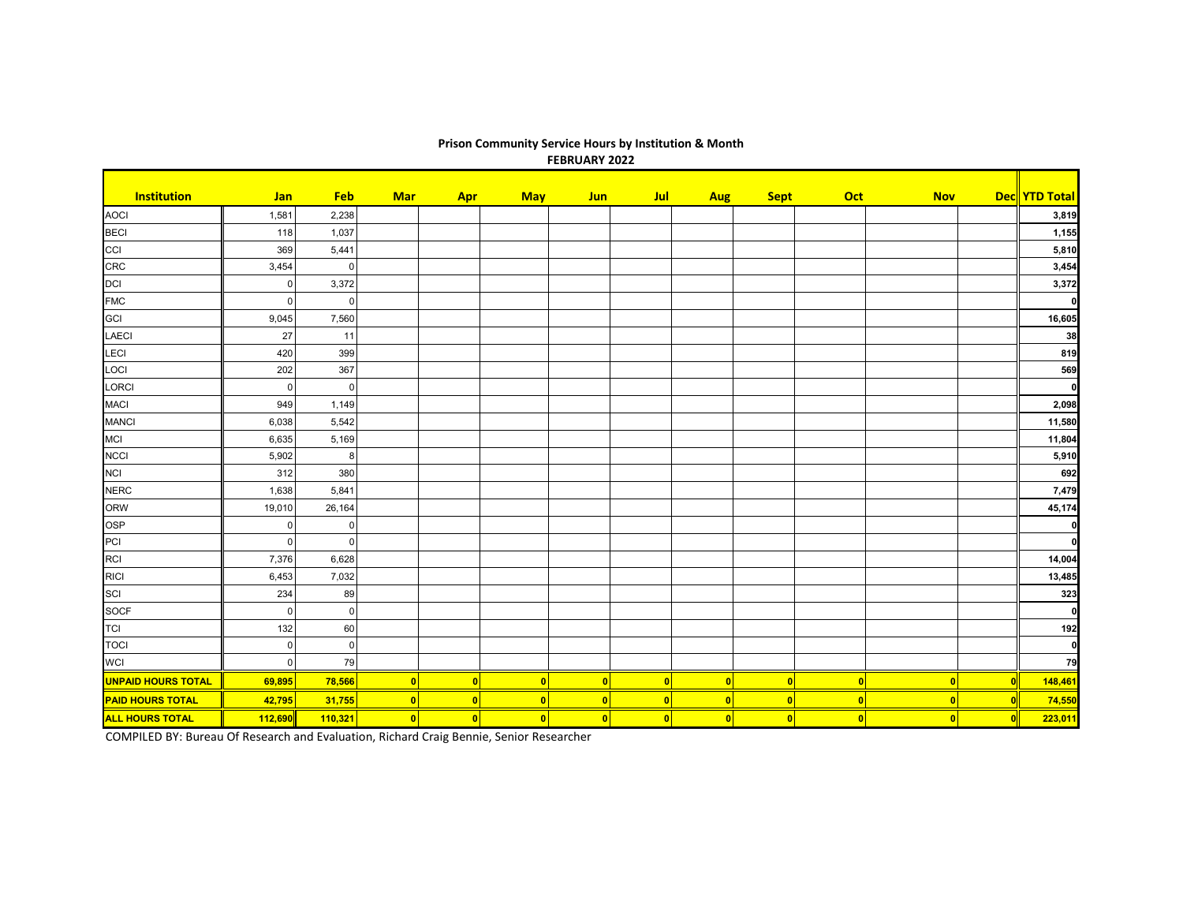**Prison Community Service Hours by Institution & Month**
**FEBRUARY 2022**

| Institution | Jan | Feb | Mar | Apr | May | Jun | Jul | Aug | Sept | Oct | Nov | Dec | YTD Total |
|---|---|---|---|---|---|---|---|---|---|---|---|---|---|
| AOCI | 1,581 | 2,238 | | | | | | | | | | | **3,819** |
| BECI | 118 | 1,037 | | | | | | | | | | | **1,155** |
| CCI | 369 | 5,441 | | | | | | | | | | | **5,810** |
| CRC | 3,454 | 0 | | | | | | | | | | | **3,454** |
| DCI | 0 | 3,372 | | | | | | | | | | | **3,372** |
| FMC | 0 | 0 | | | | | | | | | | | **0** |
| GCI | 9,045 | 7,560 | | | | | | | | | | | **16,605** |
| LAECI | 27 | 11 | | | | | | | | | | | **38** |
| LECI | 420 | 399 | | | | | | | | | | | **819** |
| LOCI | 202 | 367 | | | | | | | | | | | **569** |
| LORCI | 0 | 0 | | | | | | | | | | | **0** |
| MACI | 949 | 1,149 | | | | | | | | | | | **2,098** |
| MANCI | 6,038 | 5,542 | | | | | | | | | | | **11,580** |
| MCI | 6,635 | 5,169 | | | | | | | | | | | **11,804** |
| NCCI | 5,902 | 8 | | | | | | | | | | | **5,910** |
| NCI | 312 | 380 | | | | | | | | | | | **692** |
| NERC | 1,638 | 5,841 | | | | | | | | | | | **7,479** |
| ORW | 19,010 | 26,164 | | | | | | | | | | | **45,174** |
| OSP | 0 | 0 | | | | | | | | | | | **0** |
| PCI | 0 | 0 | | | | | | | | | | | **0** |
| RCI | 7,376 | 6,628 | | | | | | | | | | | **14,004** |
| RICI | 6,453 | 7,032 | | | | | | | | | | | **13,485** |
| SCI | 234 | 89 | | | | | | | | | | | **323** |
| SOCF | 0 | 0 | | | | | | | | | | | **0** |
| TCI | 132 | 60 | | | | | | | | | | | **192** |
| TOCI | 0 | 0 | | | | | | | | | | | **0** |
| WCI | 0 | 79 | | | | | | | | | | | **79** |
| **UNPAID HOURS TOTAL** | **69,895** | **78,566** | **0** | **0** | **0** | **0** | **0** | **0** | **0** | **0** | **0** | **0** | **148,461** |
| **PAID HOURS TOTAL** | **42,795** | **31,755** | **0** | **0** | **0** | **0** | **0** | **0** | **0** | **0** | **0** | **0** | **74,550** |
| **ALL HOURS TOTAL** | **112,690** | **110,321** | **0** | **0** | **0** | **0** | **0** | **0** | **0** | **0** | **0** | **0** | **223,011** |

COMPILED BY: Bureau Of Research and Evaluation, Richard Craig Bennie, Senior Researcher